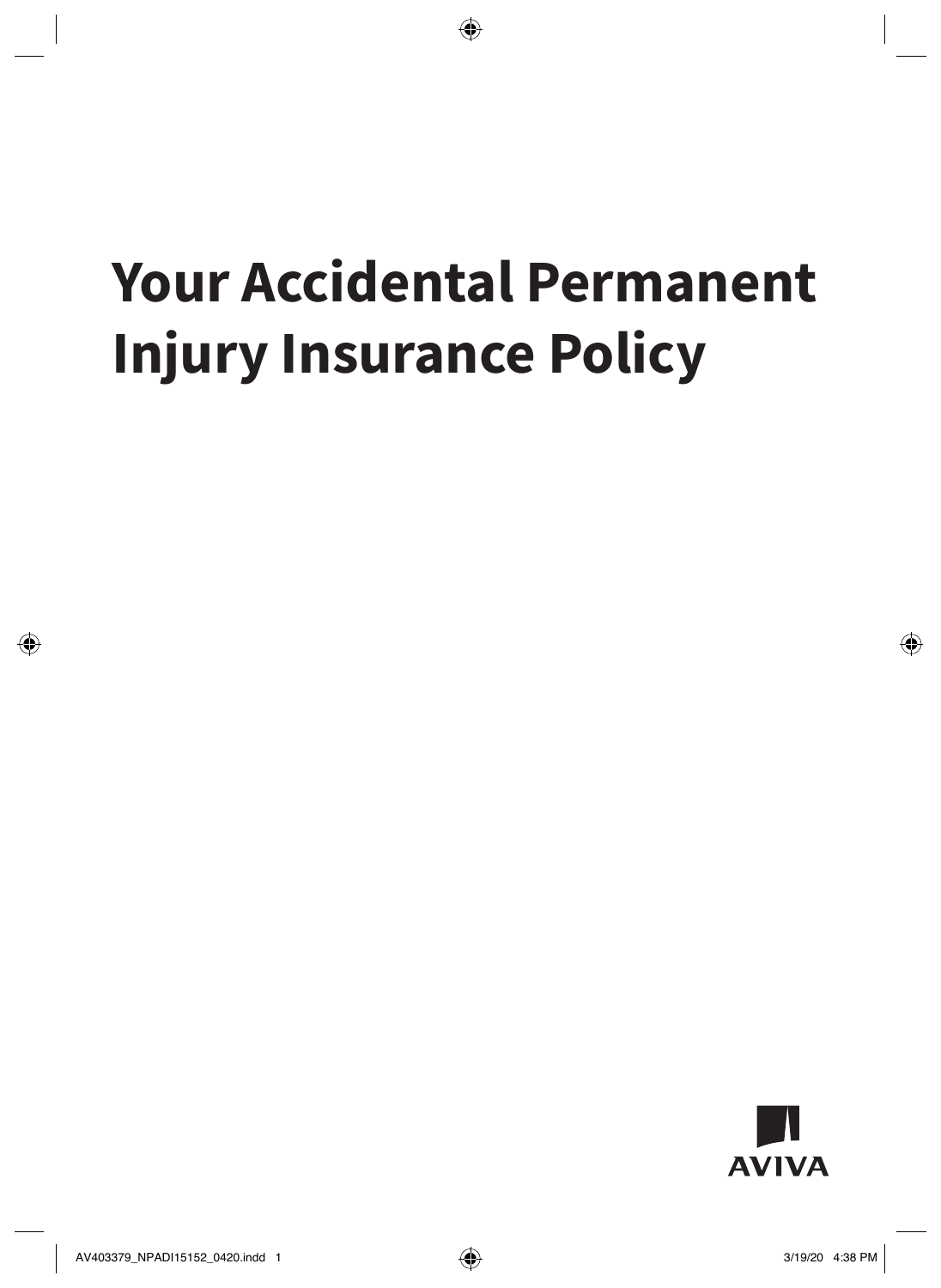# Your Accidental Permanent Injury Insurance Policy

AVIVA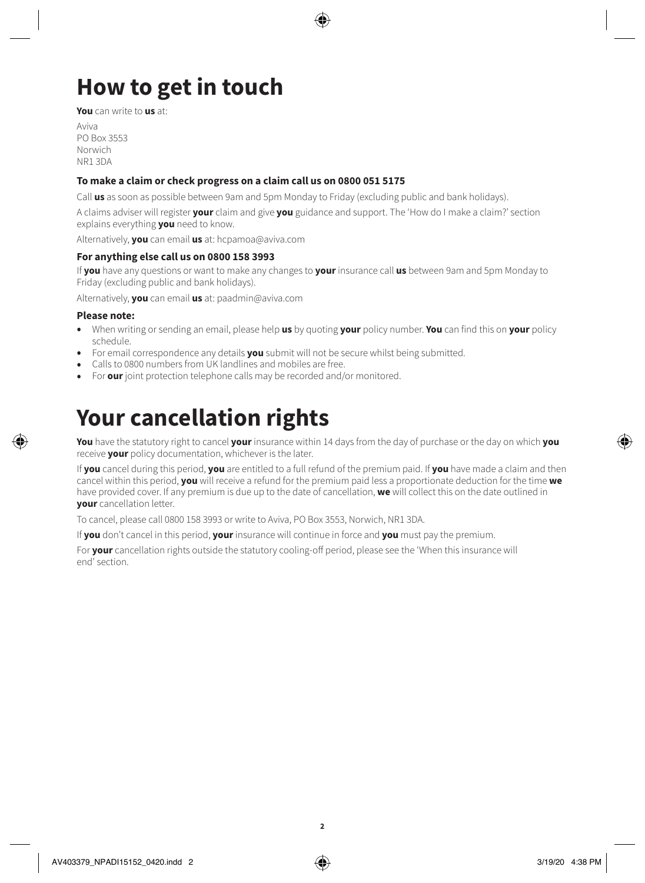# How to get in touch

**You** can write to **us** at:

Aviva
PO Box 3553
Norwich
NR1 3DA

### To make a claim or check progress on a claim call us on 0800 051 5175

Call **us** as soon as possible between 9am and 5pm Monday to Friday (excluding public and bank holidays).

A claims adviser will register **your** claim and give **you** guidance and support. The 'How do I make a claim?' section explains everything **you** need to know.

Alternatively, **you** can email **us** at: hcpamoa@aviva.com

### For anything else call us on 0800 158 3993

If **you** have any questions or want to make any changes to **your** insurance call **us** between 9am and 5pm Monday to Friday (excluding public and bank holidays).

Alternatively, **you** can email **us** at: paadmin@aviva.com

### Please note:

- When writing or sending an email, please help **us** by quoting **your** policy number. **You** can find this on **your** policy schedule.
- For email correspondence any details **you** submit will not be secure whilst being submitted.
- Calls to 0800 numbers from UK landlines and mobiles are free.
- For **our** joint protection telephone calls may be recorded and/or monitored.

# Your cancellation rights

**You** have the statutory right to cancel **your** insurance within 14 days from the day of purchase or the day on which **you** receive **your** policy documentation, whichever is the later.

If **you** cancel during this period, **you** are entitled to a full refund of the premium paid. If **you** have made a claim and then cancel within this period, **you** will receive a refund for the premium paid less a proportionate deduction for the time **we** have provided cover. If any premium is due up to the date of cancellation, **we** will collect this on the date outlined in **your** cancellation letter.

To cancel, please call 0800 158 3993 or write to Aviva, PO Box 3553, Norwich, NR1 3DA.

If **you** don't cancel in this period, **your** insurance will continue in force and **you** must pay the premium.

For **your** cancellation rights outside the statutory cooling-off period, please see the 'When this insurance will end' section.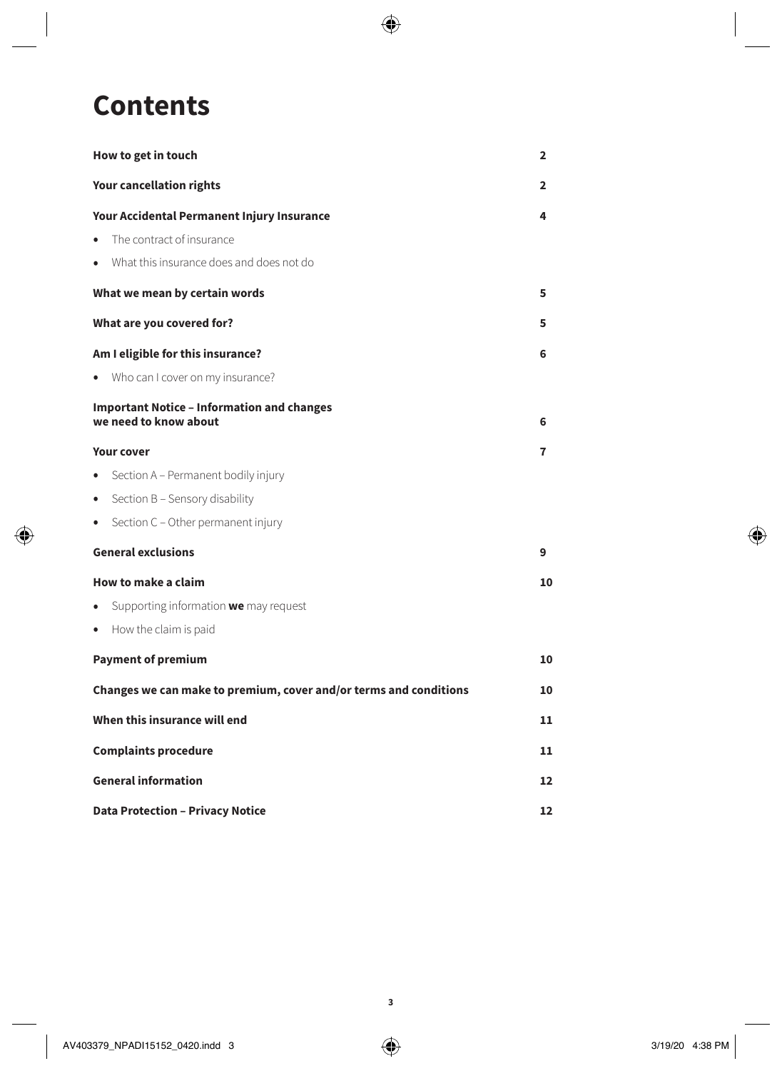# Contents

| | |
|---|---|
| **How to get in touch** | **2** |
| **Your cancellation rights** | **2** |
| **Your Accidental Permanent Injury Insurance** | **4** |
| • The contract of insurance | |
| • What this insurance does and does not do | |
| **What we mean by certain words** | **5** |
| **What are you covered for?** | **5** |
| **Am I eligible for this insurance?** | **6** |
| • Who can I cover on my insurance? | |
| **Important Notice – Information and changes we need to know about** | **6** |
| **Your cover** | **7** |
| • Section A – Permanent bodily injury | |
| • Section B – Sensory disability | |
| • Section C – Other permanent injury | |
| **General exclusions** | **9** |
| **How to make a claim** | **10** |
| • Supporting information **we** may request | |
| • How the claim is paid | |
| **Payment of premium** | **10** |
| **Changes we can make to premium, cover and/or terms and conditions** | **10** |
| **When this insurance will end** | **11** |
| **Complaints procedure** | **11** |
| **General information** | **12** |
| **Data Protection – Privacy Notice** | **12** |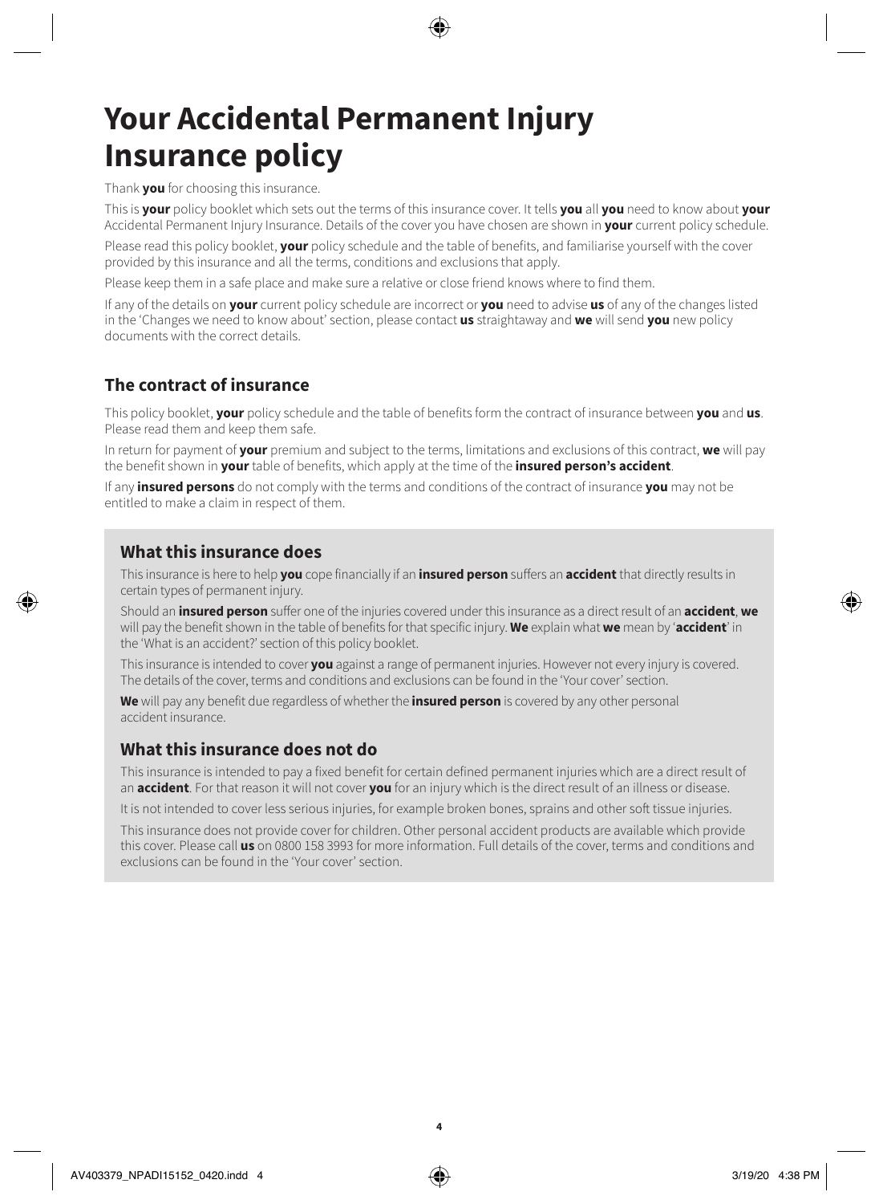# Your Accidental Permanent Injury Insurance policy

Thank **you** for choosing this insurance.

This is **your** policy booklet which sets out the terms of this insurance cover. It tells **you** all **you** need to know about **your** Accidental Permanent Injury Insurance. Details of the cover you have chosen are shown in **your** current policy schedule.

Please read this policy booklet, **your** policy schedule and the table of benefits, and familiarise yourself with the cover provided by this insurance and all the terms, conditions and exclusions that apply.

Please keep them in a safe place and make sure a relative or close friend knows where to find them.

If any of the details on **your** current policy schedule are incorrect or **you** need to advise **us** of any of the changes listed in the 'Changes we need to know about' section, please contact **us** straightaway and **we** will send **you** new policy documents with the correct details.

## The contract of insurance

This policy booklet, **your** policy schedule and the table of benefits form the contract of insurance between **you** and **us**. Please read them and keep them safe.

In return for payment of **your** premium and subject to the terms, limitations and exclusions of this contract, **we** will pay the benefit shown in **your** table of benefits, which apply at the time of the **insured person's accident**.

If any **insured persons** do not comply with the terms and conditions of the contract of insurance **you** may not be entitled to make a claim in respect of them.

## What this insurance does

This insurance is here to help **you** cope financially if an **insured person** suffers an **accident** that directly results in certain types of permanent injury.

Should an **insured person** suffer one of the injuries covered under this insurance as a direct result of an **accident**, **we** will pay the benefit shown in the table of benefits for that specific injury. **We** explain what **we** mean by '**accident**' in the 'What is an accident?' section of this policy booklet.

This insurance is intended to cover **you** against a range of permanent injuries. However not every injury is covered. The details of the cover, terms and conditions and exclusions can be found in the 'Your cover' section.

**We** will pay any benefit due regardless of whether the **insured person** is covered by any other personal accident insurance.

## What this insurance does not do

This insurance is intended to pay a fixed benefit for certain defined permanent injuries which are a direct result of an **accident**. For that reason it will not cover **you** for an injury which is the direct result of an illness or disease.

It is not intended to cover less serious injuries, for example broken bones, sprains and other soft tissue injuries.

This insurance does not provide cover for children. Other personal accident products are available which provide this cover. Please call **us** on 0800 158 3993 for more information. Full details of the cover, terms and conditions and exclusions can be found in the 'Your cover' section.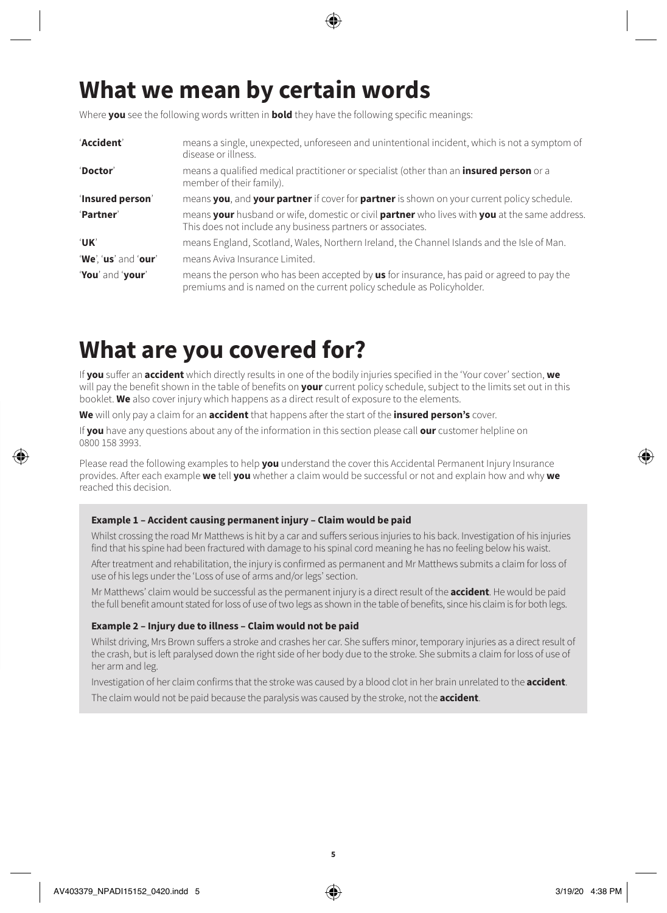# What we mean by certain words

Where **you** see the following words written in **bold** they have the following specific meanings:

| | |
|---|---|
| '**Accident**' | means a single, unexpected, unforeseen and unintentional incident, which is not a symptom of disease or illness. |
| '**Doctor**' | means a qualified medical practitioner or specialist (other than an **insured person** or a member of their family). |
| '**Insured person**' | means **you**, and **your partner** if cover for **partner** is shown on your current policy schedule. |
| '**Partner**' | means **your** husband or wife, domestic or civil **partner** who lives with **you** at the same address. This does not include any business partners or associates. |
| '**UK**' | means England, Scotland, Wales, Northern Ireland, the Channel Islands and the Isle of Man. |
| '**We**', '**us**' and '**our**' | means Aviva Insurance Limited. |
| '**You**' and '**your**' | means the person who has been accepted by **us** for insurance, has paid or agreed to pay the premiums and is named on the current policy schedule as Policyholder. |

# What are you covered for?

If **you** suffer an **accident** which directly results in one of the bodily injuries specified in the 'Your cover' section, **we** will pay the benefit shown in the table of benefits on **your** current policy schedule, subject to the limits set out in this booklet. **We** also cover injury which happens as a direct result of exposure to the elements.

**We** will only pay a claim for an **accident** that happens after the start of the **insured person's** cover.

If **you** have any questions about any of the information in this section please call **our** customer helpline on 0800 158 3993.

Please read the following examples to help **you** understand the cover this Accidental Permanent Injury Insurance provides. After each example **we** tell **you** whether a claim would be successful or not and explain how and why **we** reached this decision.

### Example 1 – Accident causing permanent injury – Claim would be paid

Whilst crossing the road Mr Matthews is hit by a car and suffers serious injuries to his back. Investigation of his injuries find that his spine had been fractured with damage to his spinal cord meaning he has no feeling below his waist.

After treatment and rehabilitation, the injury is confirmed as permanent and Mr Matthews submits a claim for loss of use of his legs under the 'Loss of use of arms and/or legs' section.

Mr Matthews' claim would be successful as the permanent injury is a direct result of the **accident**. He would be paid the full benefit amount stated for loss of use of two legs as shown in the table of benefits, since his claim is for both legs.

### Example 2 – Injury due to illness – Claim would not be paid

Whilst driving, Mrs Brown suffers a stroke and crashes her car. She suffers minor, temporary injuries as a direct result of the crash, but is left paralysed down the right side of her body due to the stroke. She submits a claim for loss of use of her arm and leg.

Investigation of her claim confirms that the stroke was caused by a blood clot in her brain unrelated to the **accident**.

The claim would not be paid because the paralysis was caused by the stroke, not the **accident**.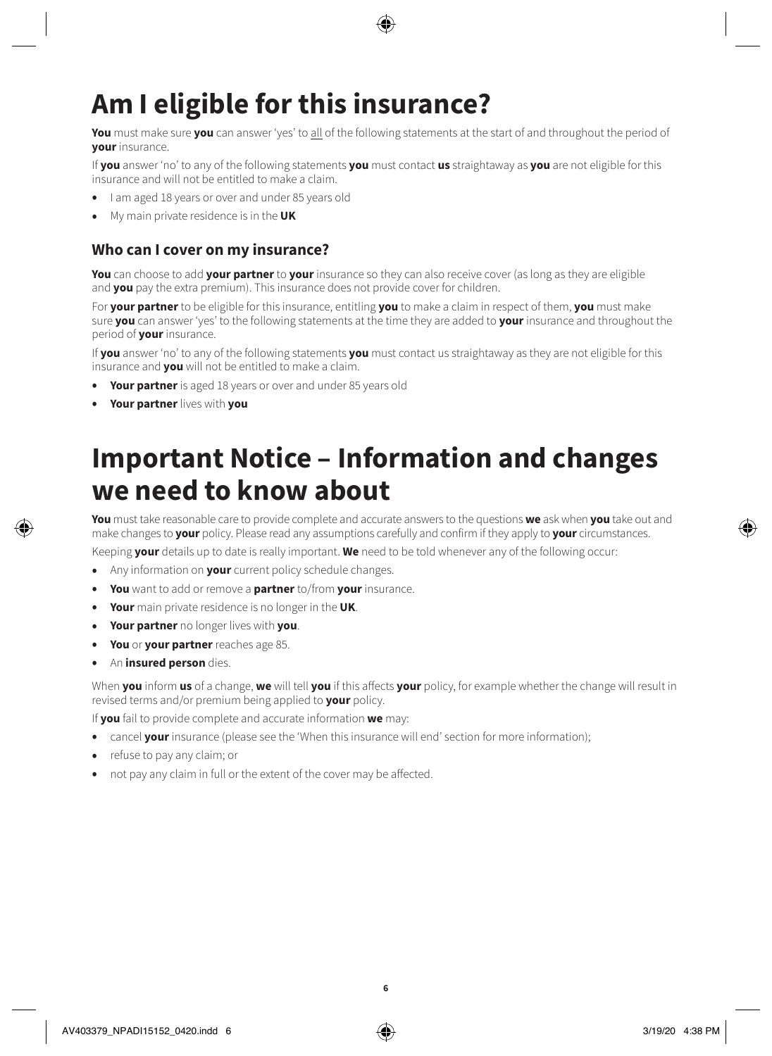# Am I eligible for this insurance?

**You** must make sure **you** can answer 'yes' to all of the following statements at the start of and throughout the period of **your** insurance.

If **you** answer 'no' to any of the following statements **you** must contact **us** straightaway as **you** are not eligible for this insurance and will not be entitled to make a claim.

- I am aged 18 years or over and under 85 years old
- My main private residence is in the **UK**

## Who can I cover on my insurance?

**You** can choose to add **your partner** to **your** insurance so they can also receive cover (as long as they are eligible and **you** pay the extra premium). This insurance does not provide cover for children.

For **your partner** to be eligible for this insurance, entitling **you** to make a claim in respect of them, **you** must make sure **you** can answer 'yes' to the following statements at the time they are added to **your** insurance and throughout the period of **your** insurance.

If **you** answer 'no' to any of the following statements **you** must contact us straightaway as they are not eligible for this insurance and **you** will not be entitled to make a claim.

- **Your partner** is aged 18 years or over and under 85 years old
- **Your partner** lives with **you**

# Important Notice – Information and changes we need to know about

**You** must take reasonable care to provide complete and accurate answers to the questions **we** ask when **you** take out and make changes to **your** policy. Please read any assumptions carefully and confirm if they apply to **your** circumstances.

Keeping **your** details up to date is really important. **We** need to be told whenever any of the following occur:

- Any information on **your** current policy schedule changes.
- **You** want to add or remove a **partner** to/from **your** insurance.
- **Your** main private residence is no longer in the **UK**.
- **Your partner** no longer lives with **you**.
- **You** or **your partner** reaches age 85.
- An **insured person** dies.

When **you** inform **us** of a change, **we** will tell **you** if this affects **your** policy, for example whether the change will result in revised terms and/or premium being applied to **your** policy.

If **you** fail to provide complete and accurate information **we** may:

- cancel **your** insurance (please see the 'When this insurance will end' section for more information);
- refuse to pay any claim; or
- not pay any claim in full or the extent of the cover may be affected.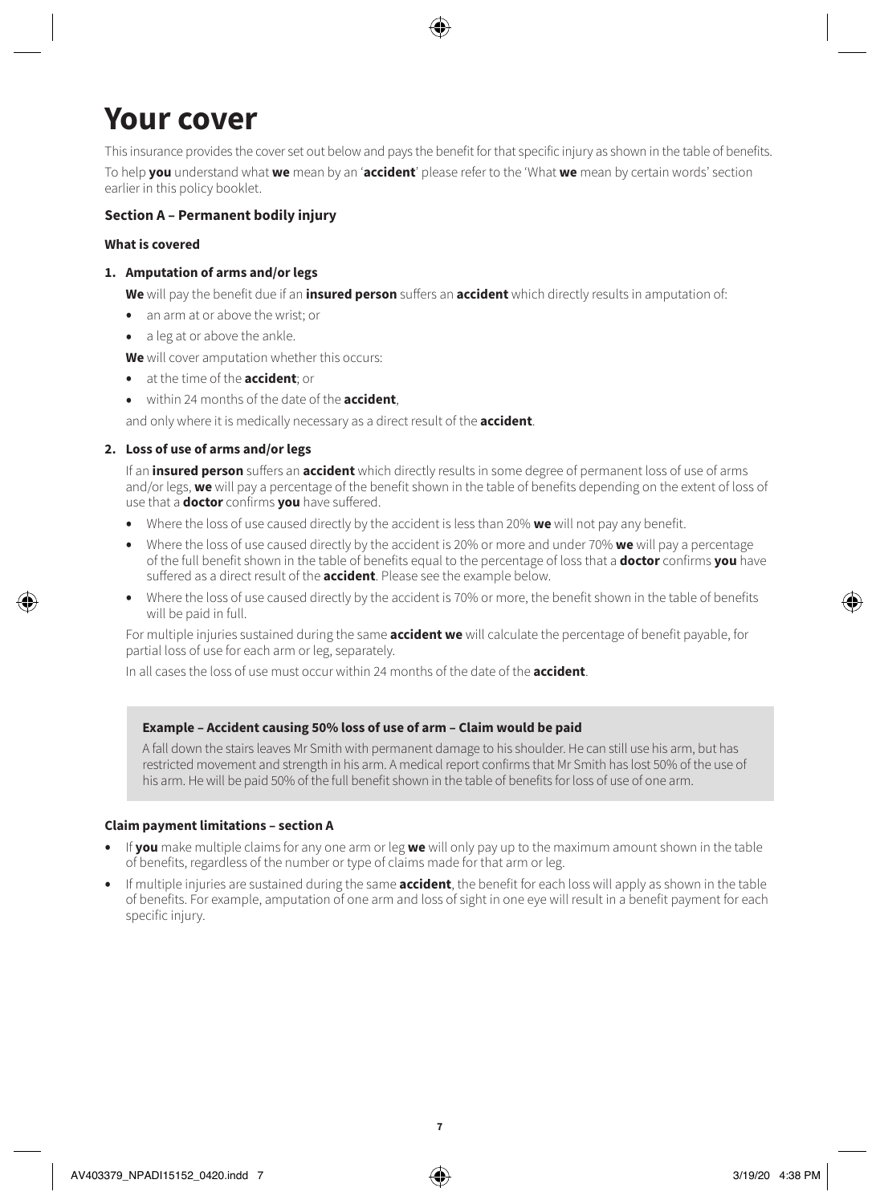# Your cover

This insurance provides the cover set out below and pays the benefit for that specific injury as shown in the table of benefits.

To help **you** understand what **we** mean by an '**accident**' please refer to the 'What **we** mean by certain words' section earlier in this policy booklet.

### Section A – Permanent bodily injury

#### What is covered

**1. Amputation of arms and/or legs**

**We** will pay the benefit due if an **insured person** suffers an **accident** which directly results in amputation of:

- an arm at or above the wrist; or
- a leg at or above the ankle.

**We** will cover amputation whether this occurs:

- at the time of the **accident**; or
- within 24 months of the date of the **accident**,

and only where it is medically necessary as a direct result of the **accident**.

**2. Loss of use of arms and/or legs**

If an **insured person** suffers an **accident** which directly results in some degree of permanent loss of use of arms and/or legs, **we** will pay a percentage of the benefit shown in the table of benefits depending on the extent of loss of use that a **doctor** confirms **you** have suffered.

- Where the loss of use caused directly by the accident is less than 20% **we** will not pay any benefit.
- Where the loss of use caused directly by the accident is 20% or more and under 70% **we** will pay a percentage of the full benefit shown in the table of benefits equal to the percentage of loss that a **doctor** confirms **you** have suffered as a direct result of the **accident**. Please see the example below.
- Where the loss of use caused directly by the accident is 70% or more, the benefit shown in the table of benefits will be paid in full.

For multiple injuries sustained during the same **accident we** will calculate the percentage of benefit payable, for partial loss of use for each arm or leg, separately.

In all cases the loss of use must occur within 24 months of the date of the **accident**.

**Example – Accident causing 50% loss of use of arm – Claim would be paid**

A fall down the stairs leaves Mr Smith with permanent damage to his shoulder. He can still use his arm, but has restricted movement and strength in his arm. A medical report confirms that Mr Smith has lost 50% of the use of his arm. He will be paid 50% of the full benefit shown in the table of benefits for loss of use of one arm.

#### Claim payment limitations – section A

- If **you** make multiple claims for any one arm or leg **we** will only pay up to the maximum amount shown in the table of benefits, regardless of the number or type of claims made for that arm or leg.
- If multiple injuries are sustained during the same **accident**, the benefit for each loss will apply as shown in the table of benefits. For example, amputation of one arm and loss of sight in one eye will result in a benefit payment for each specific injury.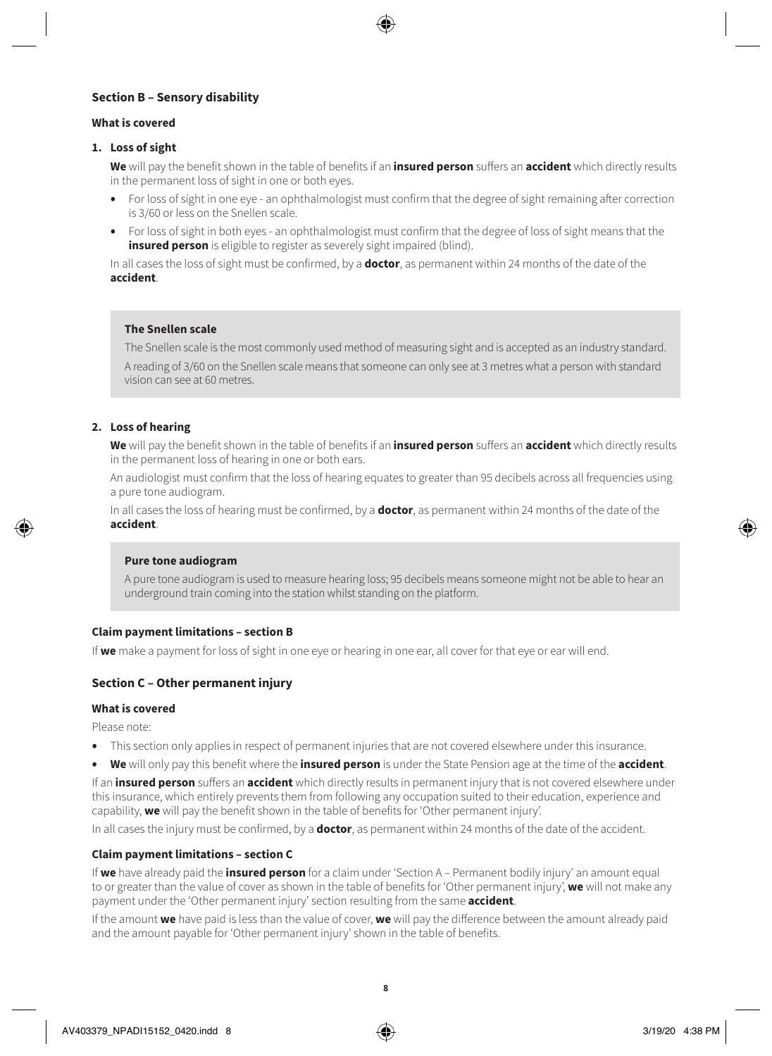## Section B – Sensory disability

### What is covered

1. **Loss of sight**

   **We** will pay the benefit shown in the table of benefits if an **insured person** suffers an **accident** which directly results in the permanent loss of sight in one or both eyes.

   - For loss of sight in one eye - an ophthalmologist must confirm that the degree of sight remaining after correction is 3/60 or less on the Snellen scale.
   - For loss of sight in both eyes - an ophthalmologist must confirm that the degree of loss of sight means that the **insured person** is eligible to register as severely sight impaired (blind).

   In all cases the loss of sight must be confirmed, by a **doctor**, as permanent within 24 months of the date of the **accident**.

> **The Snellen scale**
>
> The Snellen scale is the most commonly used method of measuring sight and is accepted as an industry standard.
>
> A reading of 3/60 on the Snellen scale means that someone can only see at 3 metres what a person with standard vision can see at 60 metres.

2. **Loss of hearing**

   **We** will pay the benefit shown in the table of benefits if an **insured person** suffers an **accident** which directly results in the permanent loss of hearing in one or both ears.

   An audiologist must confirm that the loss of hearing equates to greater than 95 decibels across all frequencies using a pure tone audiogram.

   In all cases the loss of hearing must be confirmed, by a **doctor**, as permanent within 24 months of the date of the **accident**.

> **Pure tone audiogram**
>
> A pure tone audiogram is used to measure hearing loss; 95 decibels means someone might not be able to hear an underground train coming into the station whilst standing on the platform.

### Claim payment limitations – section B

If **we** make a payment for loss of sight in one eye or hearing in one ear, all cover for that eye or ear will end.

## Section C – Other permanent injury

### What is covered

Please note:

- This section only applies in respect of permanent injuries that are not covered elsewhere under this insurance.
- **We** will only pay this benefit where the **insured person** is under the State Pension age at the time of the **accident**.

If an **insured person** suffers an **accident** which directly results in permanent injury that is not covered elsewhere under this insurance, which entirely prevents them from following any occupation suited to their education, experience and capability, **we** will pay the benefit shown in the table of benefits for 'Other permanent injury'.

In all cases the injury must be confirmed, by a **doctor**, as permanent within 24 months of the date of the accident.

### Claim payment limitations – section C

If **we** have already paid the **insured person** for a claim under 'Section A – Permanent bodily injury' an amount equal to or greater than the value of cover as shown in the table of benefits for 'Other permanent injury', **we** will not make any payment under the 'Other permanent injury' section resulting from the same **accident**.

If the amount **we** have paid is less than the value of cover, **we** will pay the difference between the amount already paid and the amount payable for 'Other permanent injury' shown in the table of benefits.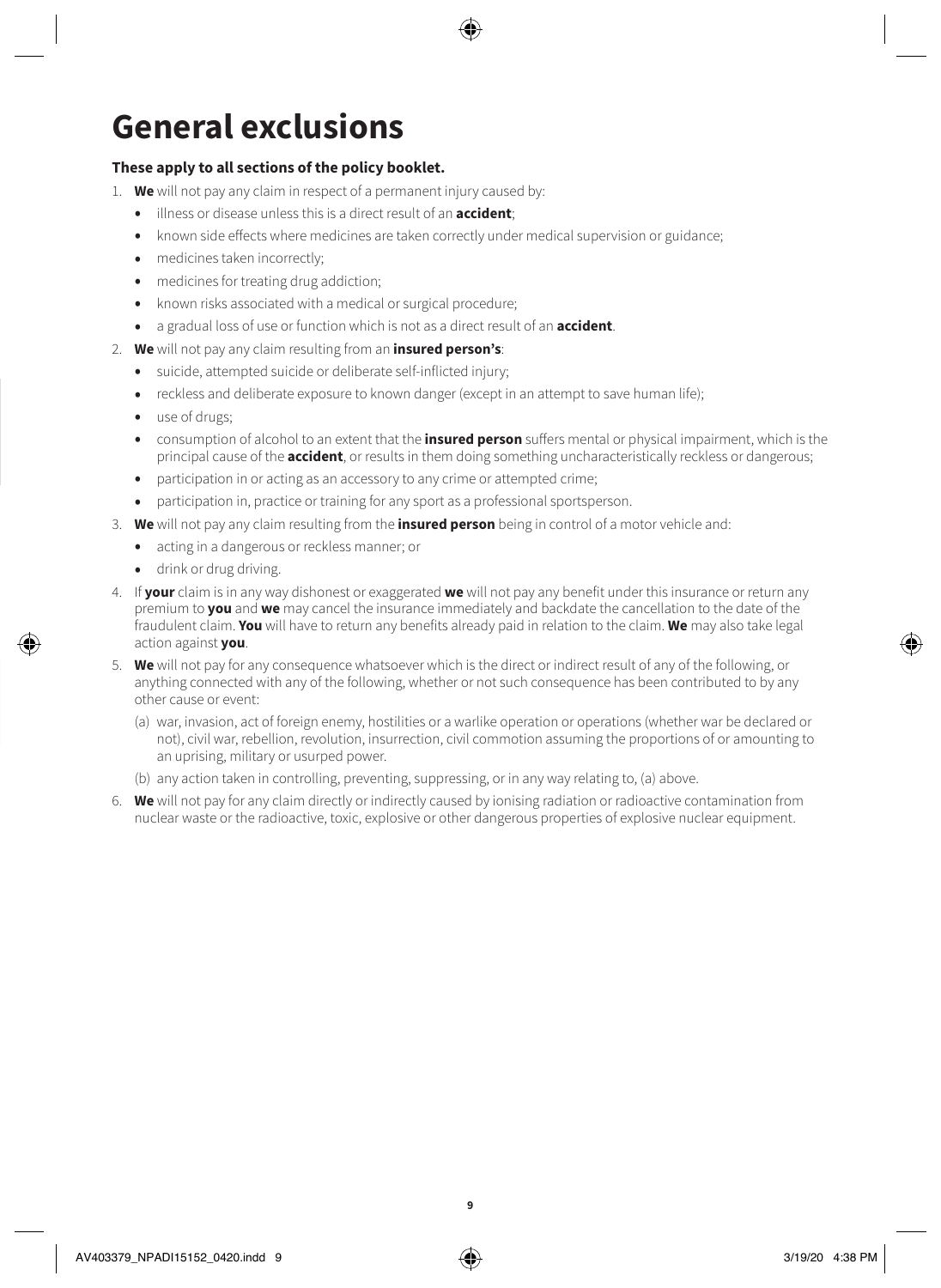# General exclusions

**These apply to all sections of the policy booklet.**

1. **We** will not pay any claim in respect of a permanent injury caused by:
   - illness or disease unless this is a direct result of an **accident**;
   - known side effects where medicines are taken correctly under medical supervision or guidance;
   - medicines taken incorrectly;
   - medicines for treating drug addiction;
   - known risks associated with a medical or surgical procedure;
   - a gradual loss of use or function which is not as a direct result of an **accident**.
2. **We** will not pay any claim resulting from an **insured person's**:
   - suicide, attempted suicide or deliberate self-inflicted injury;
   - reckless and deliberate exposure to known danger (except in an attempt to save human life);
   - use of drugs;
   - consumption of alcohol to an extent that the **insured person** suffers mental or physical impairment, which is the principal cause of the **accident**, or results in them doing something uncharacteristically reckless or dangerous;
   - participation in or acting as an accessory to any crime or attempted crime;
   - participation in, practice or training for any sport as a professional sportsperson.
3. **We** will not pay any claim resulting from the **insured person** being in control of a motor vehicle and:
   - acting in a dangerous or reckless manner; or
   - drink or drug driving.
4. If **your** claim is in any way dishonest or exaggerated **we** will not pay any benefit under this insurance or return any premium to **you** and **we** may cancel the insurance immediately and backdate the cancellation to the date of the fraudulent claim. **You** will have to return any benefits already paid in relation to the claim. **We** may also take legal action against **you**.
5. **We** will not pay for any consequence whatsoever which is the direct or indirect result of any of the following, or anything connected with any of the following, whether or not such consequence has been contributed to by any other cause or event:

   (a) war, invasion, act of foreign enemy, hostilities or a warlike operation or operations (whether war be declared or not), civil war, rebellion, revolution, insurrection, civil commotion assuming the proportions of or amounting to an uprising, military or usurped power.

   (b) any action taken in controlling, preventing, suppressing, or in any way relating to, (a) above.
6. **We** will not pay for any claim directly or indirectly caused by ionising radiation or radioactive contamination from nuclear waste or the radioactive, toxic, explosive or other dangerous properties of explosive nuclear equipment.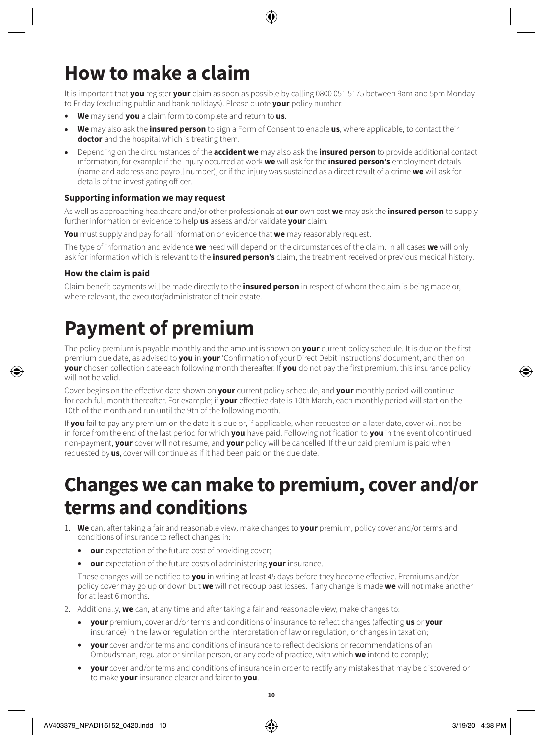# How to make a claim

It is important that **you** register **your** claim as soon as possible by calling 0800 051 5175 between 9am and 5pm Monday to Friday (excluding public and bank holidays). Please quote **your** policy number.

- **We** may send **you** a claim form to complete and return to **us**.
- **We** may also ask the **insured person** to sign a Form of Consent to enable **us**, where applicable, to contact their **doctor** and the hospital which is treating them.
- Depending on the circumstances of the **accident we** may also ask the **insured person** to provide additional contact information, for example if the injury occurred at work **we** will ask for the **insured person's** employment details (name and address and payroll number), or if the injury was sustained as a direct result of a crime **we** will ask for details of the investigating officer.

### Supporting information we may request

As well as approaching healthcare and/or other professionals at **our** own cost **we** may ask the **insured person** to supply further information or evidence to help **us** assess and/or validate **your** claim.

**You** must supply and pay for all information or evidence that **we** may reasonably request.

The type of information and evidence **we** need will depend on the circumstances of the claim. In all cases **we** will only ask for information which is relevant to the **insured person's** claim, the treatment received or previous medical history.

### How the claim is paid

Claim benefit payments will be made directly to the **insured person** in respect of whom the claim is being made or, where relevant, the executor/administrator of their estate.

# Payment of premium

The policy premium is payable monthly and the amount is shown on **your** current policy schedule. It is due on the first premium due date, as advised to **you** in **your** 'Confirmation of your Direct Debit instructions' document, and then on **your** chosen collection date each following month thereafter. If **you** do not pay the first premium, this insurance policy will not be valid.

Cover begins on the effective date shown on **your** current policy schedule, and **your** monthly period will continue for each full month thereafter. For example; if **your** effective date is 10th March, each monthly period will start on the 10th of the month and run until the 9th of the following month.

If **you** fail to pay any premium on the date it is due or, if applicable, when requested on a later date, cover will not be in force from the end of the last period for which **you** have paid. Following notification to **you** in the event of continued non-payment, **your** cover will not resume, and **your** policy will be cancelled. If the unpaid premium is paid when requested by **us**, cover will continue as if it had been paid on the due date.

# Changes we can make to premium, cover and/or terms and conditions

1. **We** can, after taking a fair and reasonable view, make changes to **your** premium, policy cover and/or terms and conditions of insurance to reflect changes in:
   - **our** expectation of the future cost of providing cover;
   - **our** expectation of the future costs of administering **your** insurance.

   These changes will be notified to **you** in writing at least 45 days before they become effective. Premiums and/or policy cover may go up or down but **we** will not recoup past losses. If any change is made **we** will not make another for at least 6 months.
2. Additionally, **we** can, at any time and after taking a fair and reasonable view, make changes to:
   - **your** premium, cover and/or terms and conditions of insurance to reflect changes (affecting **us** or **your** insurance) in the law or regulation or the interpretation of law or regulation, or changes in taxation;
   - **your** cover and/or terms and conditions of insurance to reflect decisions or recommendations of an Ombudsman, regulator or similar person, or any code of practice, with which **we** intend to comply;
   - **your** cover and/or terms and conditions of insurance in order to rectify any mistakes that may be discovered or to make **your** insurance clearer and fairer to **you**.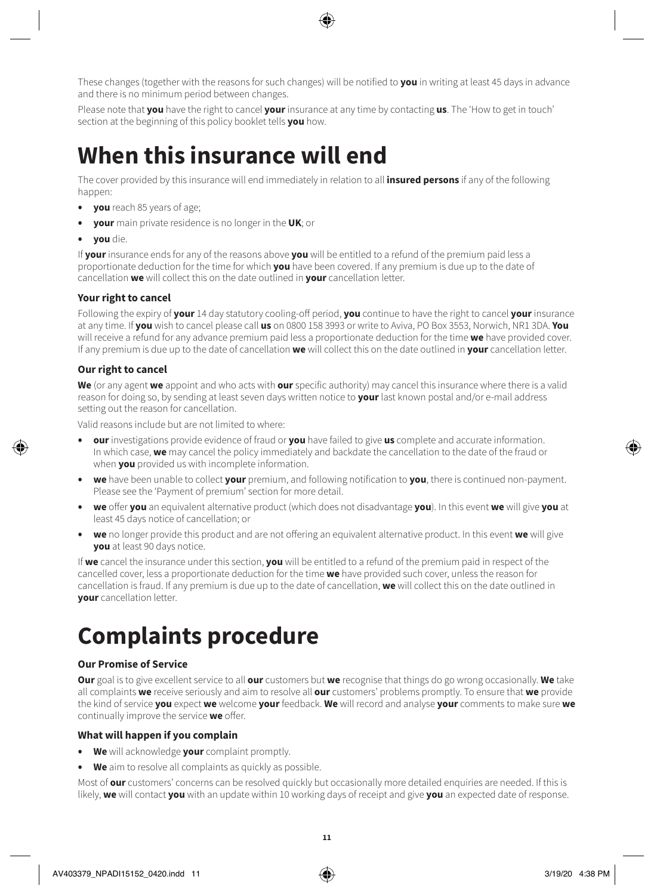These changes (together with the reasons for such changes) will be notified to **you** in writing at least 45 days in advance and there is no minimum period between changes.

Please note that **you** have the right to cancel **your** insurance at any time by contacting **us**. The 'How to get in touch' section at the beginning of this policy booklet tells **you** how.

# When this insurance will end

The cover provided by this insurance will end immediately in relation to all **insured persons** if any of the following happen:

- **you** reach 85 years of age;
- **your** main private residence is no longer in the **UK**; or
- **you** die.

If **your** insurance ends for any of the reasons above **you** will be entitled to a refund of the premium paid less a proportionate deduction for the time for which **you** have been covered. If any premium is due up to the date of cancellation **we** will collect this on the date outlined in **your** cancellation letter.

### Your right to cancel

Following the expiry of **your** 14 day statutory cooling-off period, **you** continue to have the right to cancel **your** insurance at any time. If **you** wish to cancel please call **us** on 0800 158 3993 or write to Aviva, PO Box 3553, Norwich, NR1 3DA. **You** will receive a refund for any advance premium paid less a proportionate deduction for the time **we** have provided cover. If any premium is due up to the date of cancellation **we** will collect this on the date outlined in **your** cancellation letter.

### Our right to cancel

**We** (or any agent **we** appoint and who acts with **our** specific authority) may cancel this insurance where there is a valid reason for doing so, by sending at least seven days written notice to **your** last known postal and/or e-mail address setting out the reason for cancellation.

Valid reasons include but are not limited to where:

- **our** investigations provide evidence of fraud or **you** have failed to give **us** complete and accurate information. In which case, **we** may cancel the policy immediately and backdate the cancellation to the date of the fraud or when **you** provided us with incomplete information.
- **we** have been unable to collect **your** premium, and following notification to **you**, there is continued non-payment. Please see the 'Payment of premium' section for more detail.
- **we** offer **you** an equivalent alternative product (which does not disadvantage **you**). In this event **we** will give **you** at least 45 days notice of cancellation; or
- **we** no longer provide this product and are not offering an equivalent alternative product. In this event **we** will give **you** at least 90 days notice.

If **we** cancel the insurance under this section, **you** will be entitled to a refund of the premium paid in respect of the cancelled cover, less a proportionate deduction for the time **we** have provided such cover, unless the reason for cancellation is fraud. If any premium is due up to the date of cancellation, **we** will collect this on the date outlined in **your** cancellation letter.

# Complaints procedure

### Our Promise of Service

**Our** goal is to give excellent service to all **our** customers but **we** recognise that things do go wrong occasionally. **We** take all complaints **we** receive seriously and aim to resolve all **our** customers' problems promptly. To ensure that **we** provide the kind of service **you** expect **we** welcome **your** feedback. **We** will record and analyse **your** comments to make sure **we** continually improve the service **we** offer.

### What will happen if you complain

- **We** will acknowledge **your** complaint promptly.
- **We** aim to resolve all complaints as quickly as possible.

Most of **our** customers' concerns can be resolved quickly but occasionally more detailed enquiries are needed. If this is likely, **we** will contact **you** with an update within 10 working days of receipt and give **you** an expected date of response.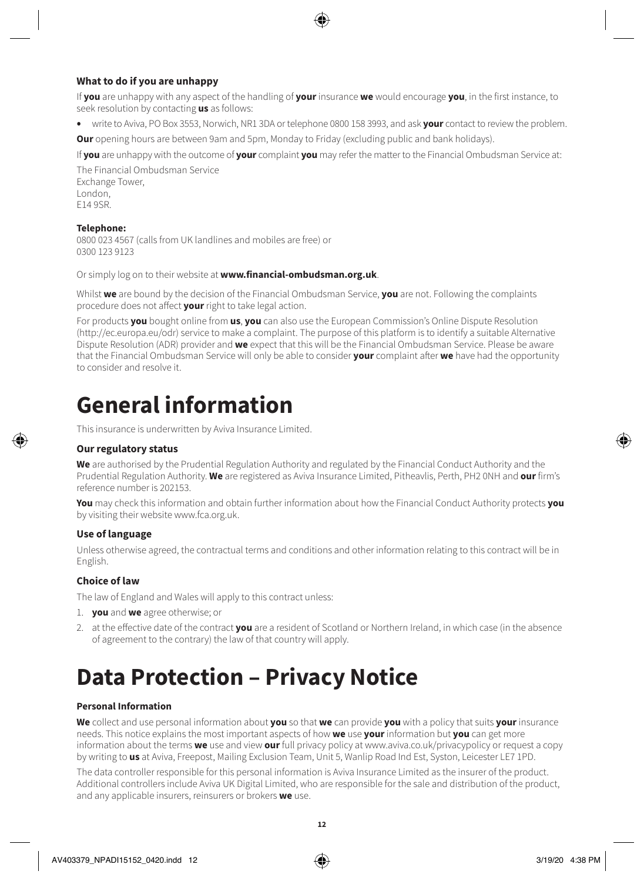### What to do if you are unhappy

If **you** are unhappy with any aspect of the handling of **your** insurance **we** would encourage **you**, in the first instance, to seek resolution by contacting **us** as follows:

- write to Aviva, PO Box 3553, Norwich, NR1 3DA or telephone 0800 158 3993, and ask **your** contact to review the problem.

**Our** opening hours are between 9am and 5pm, Monday to Friday (excluding public and bank holidays).

If **you** are unhappy with the outcome of **your** complaint **you** may refer the matter to the Financial Ombudsman Service at:

The Financial Ombudsman Service
Exchange Tower,
London,
E14 9SR.

**Telephone:**
0800 023 4567 (calls from UK landlines and mobiles are free) or
0300 123 9123

Or simply log on to their website at **www.financial-ombudsman.org.uk**.

Whilst **we** are bound by the decision of the Financial Ombudsman Service, **you** are not. Following the complaints procedure does not affect **your** right to take legal action.

For products **you** bought online from **us**, **you** can also use the European Commission's Online Dispute Resolution (http://ec.europa.eu/odr) service to make a complaint. The purpose of this platform is to identify a suitable Alternative Dispute Resolution (ADR) provider and **we** expect that this will be the Financial Ombudsman Service. Please be aware that the Financial Ombudsman Service will only be able to consider **your** complaint after **we** have had the opportunity to consider and resolve it.

# General information

This insurance is underwritten by Aviva Insurance Limited.

### Our regulatory status

**We** are authorised by the Prudential Regulation Authority and regulated by the Financial Conduct Authority and the Prudential Regulation Authority. **We** are registered as Aviva Insurance Limited, Pitheavlis, Perth, PH2 0NH and **our** firm's reference number is 202153.

**You** may check this information and obtain further information about how the Financial Conduct Authority protects **you** by visiting their website www.fca.org.uk.

### Use of language

Unless otherwise agreed, the contractual terms and conditions and other information relating to this contract will be in English.

### Choice of law

The law of England and Wales will apply to this contract unless:

1. **you** and **we** agree otherwise; or
2. at the effective date of the contract **you** are a resident of Scotland or Northern Ireland, in which case (in the absence of agreement to the contrary) the law of that country will apply.

# Data Protection – Privacy Notice

### Personal Information

**We** collect and use personal information about **you** so that **we** can provide **you** with a policy that suits **your** insurance needs. This notice explains the most important aspects of how **we** use **your** information but **you** can get more information about the terms **we** use and view **our** full privacy policy at www.aviva.co.uk/privacypolicy or request a copy by writing to **us** at Aviva, Freepost, Mailing Exclusion Team, Unit 5, Wanlip Road Ind Est, Syston, Leicester LE7 1PD.

The data controller responsible for this personal information is Aviva Insurance Limited as the insurer of the product. Additional controllers include Aviva UK Digital Limited, who are responsible for the sale and distribution of the product, and any applicable insurers, reinsurers or brokers **we** use.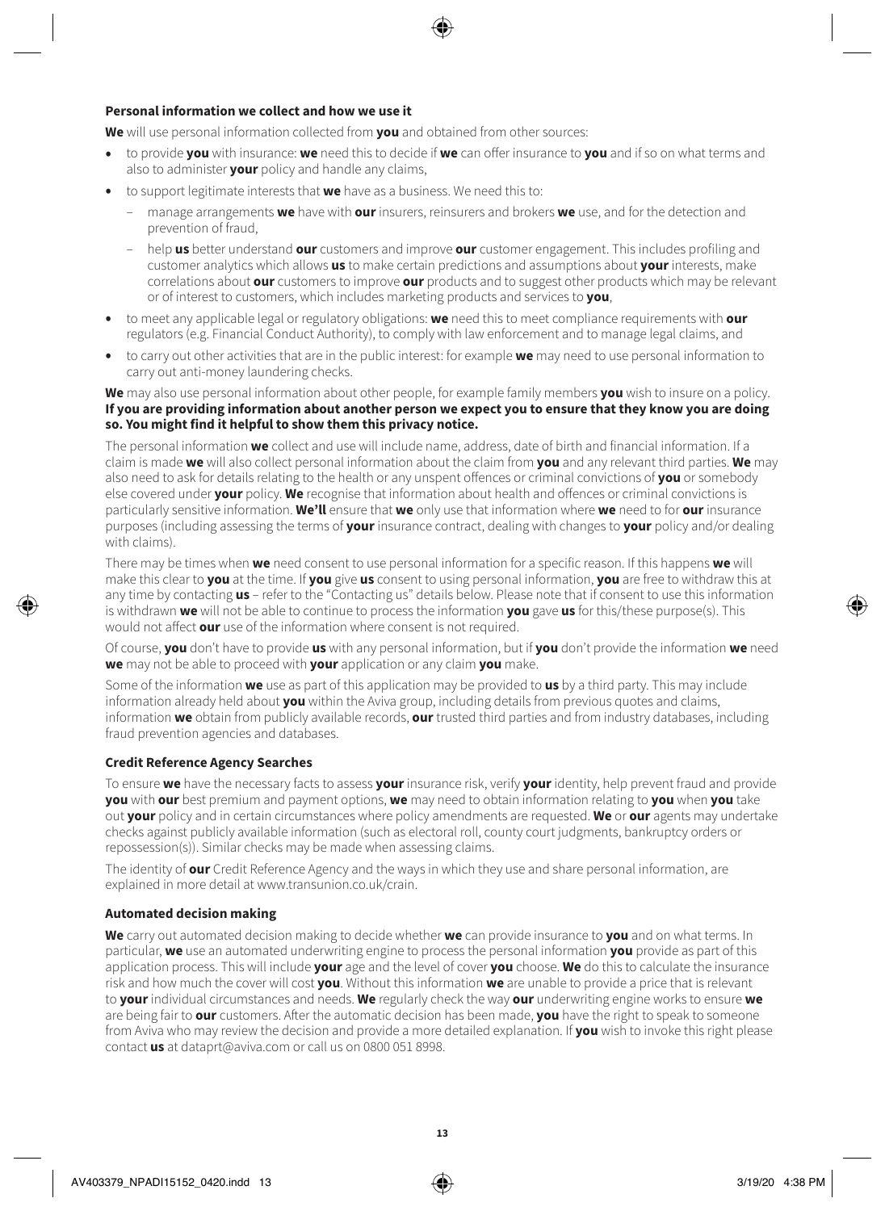### Personal information we collect and how we use it

**We** will use personal information collected from **you** and obtained from other sources:

- to provide **you** with insurance: **we** need this to decide if **we** can offer insurance to **you** and if so on what terms and also to administer **your** policy and handle any claims,
- to support legitimate interests that **we** have as a business. We need this to:
  - manage arrangements **we** have with **our** insurers, reinsurers and brokers **we** use, and for the detection and prevention of fraud,
  - help **us** better understand **our** customers and improve **our** customer engagement. This includes profiling and customer analytics which allows **us** to make certain predictions and assumptions about **your** interests, make correlations about **our** customers to improve **our** products and to suggest other products which may be relevant or of interest to customers, which includes marketing products and services to **you**,
- to meet any applicable legal or regulatory obligations: **we** need this to meet compliance requirements with **our** regulators (e.g. Financial Conduct Authority), to comply with law enforcement and to manage legal claims, and
- to carry out other activities that are in the public interest: for example **we** may need to use personal information to carry out anti-money laundering checks.

**We** may also use personal information about other people, for example family members **you** wish to insure on a policy. **If you are providing information about another person we expect you to ensure that they know you are doing so. You might find it helpful to show them this privacy notice.**

The personal information **we** collect and use will include name, address, date of birth and financial information. If a claim is made **we** will also collect personal information about the claim from **you** and any relevant third parties. **We** may also need to ask for details relating to the health or any unspent offences or criminal convictions of **you** or somebody else covered under **your** policy. **We** recognise that information about health and offences or criminal convictions is particularly sensitive information. **We'll** ensure that **we** only use that information where **we** need to for **our** insurance purposes (including assessing the terms of **your** insurance contract, dealing with changes to **your** policy and/or dealing with claims).

There may be times when **we** need consent to use personal information for a specific reason. If this happens **we** will make this clear to **you** at the time. If **you** give **us** consent to using personal information, **you** are free to withdraw this at any time by contacting **us** – refer to the "Contacting us" details below. Please note that if consent to use this information is withdrawn **we** will not be able to continue to process the information **you** gave **us** for this/these purpose(s). This would not affect **our** use of the information where consent is not required.

Of course, **you** don't have to provide **us** with any personal information, but if **you** don't provide the information **we** need **we** may not be able to proceed with **your** application or any claim **you** make.

Some of the information **we** use as part of this application may be provided to **us** by a third party. This may include information already held about **you** within the Aviva group, including details from previous quotes and claims, information **we** obtain from publicly available records, **our** trusted third parties and from industry databases, including fraud prevention agencies and databases.

### Credit Reference Agency Searches

To ensure **we** have the necessary facts to assess **your** insurance risk, verify **your** identity, help prevent fraud and provide **you** with **our** best premium and payment options, **we** may need to obtain information relating to **you** when **you** take out **your** policy and in certain circumstances where policy amendments are requested. **We** or **our** agents may undertake checks against publicly available information (such as electoral roll, county court judgments, bankruptcy orders or repossession(s)). Similar checks may be made when assessing claims.

The identity of **our** Credit Reference Agency and the ways in which they use and share personal information, are explained in more detail at www.transunion.co.uk/crain.

### Automated decision making

**We** carry out automated decision making to decide whether **we** can provide insurance to **you** and on what terms. In particular, **we** use an automated underwriting engine to process the personal information **you** provide as part of this application process. This will include **your** age and the level of cover **you** choose. **We** do this to calculate the insurance risk and how much the cover will cost **you**. Without this information **we** are unable to provide a price that is relevant to **your** individual circumstances and needs. **We** regularly check the way **our** underwriting engine works to ensure **we** are being fair to **our** customers. After the automatic decision has been made, **you** have the right to speak to someone from Aviva who may review the decision and provide a more detailed explanation. If **you** wish to invoke this right please contact **us** at dataprt@aviva.com or call us on 0800 051 8998.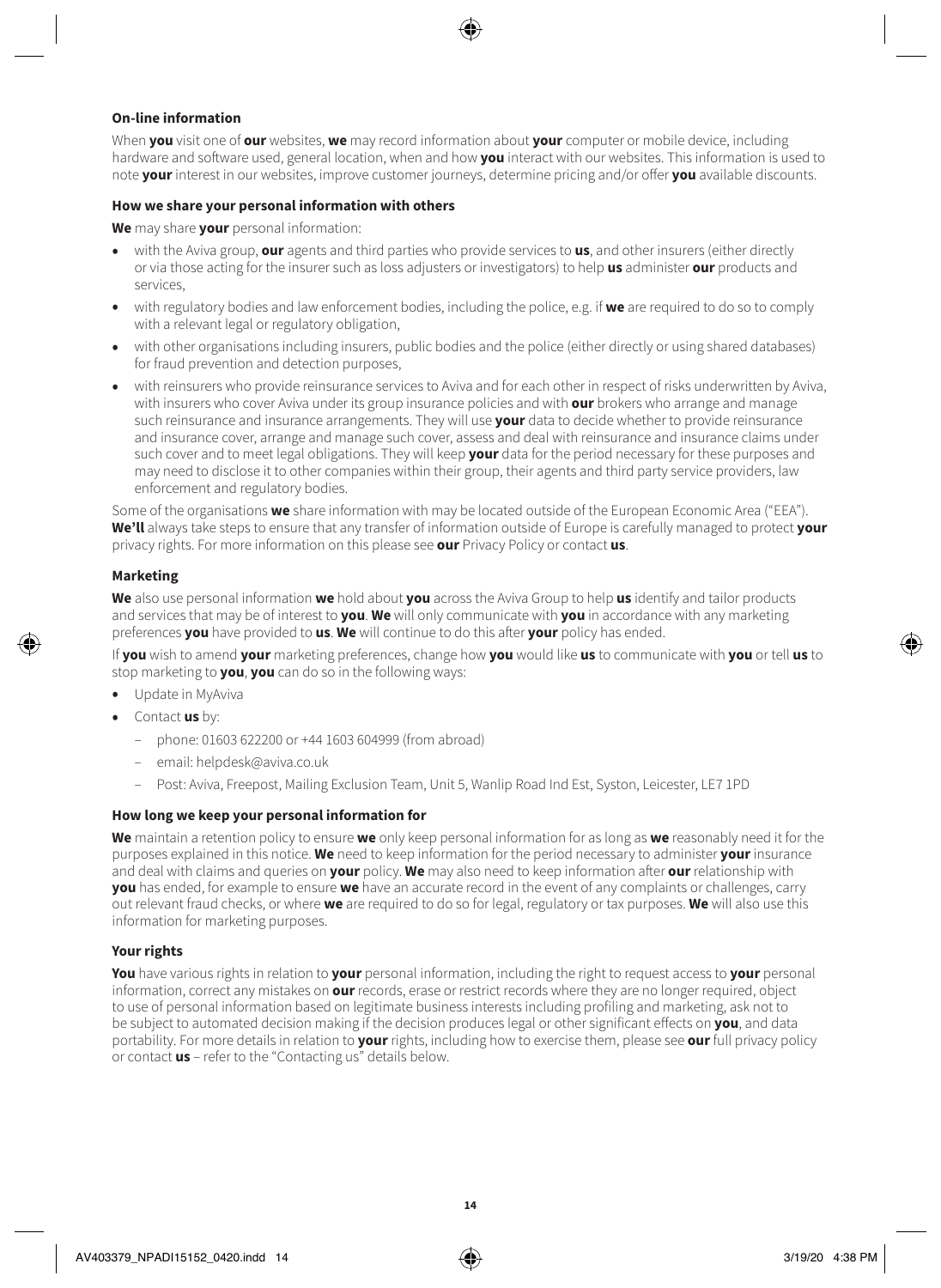### On-line information

When **you** visit one of **our** websites, **we** may record information about **your** computer or mobile device, including hardware and software used, general location, when and how **you** interact with our websites. This information is used to note **your** interest in our websites, improve customer journeys, determine pricing and/or offer **you** available discounts.

### How we share your personal information with others

**We** may share **your** personal information:

- with the Aviva group, **our** agents and third parties who provide services to **us**, and other insurers (either directly or via those acting for the insurer such as loss adjusters or investigators) to help **us** administer **our** products and services,
- with regulatory bodies and law enforcement bodies, including the police, e.g. if **we** are required to do so to comply with a relevant legal or regulatory obligation,
- with other organisations including insurers, public bodies and the police (either directly or using shared databases) for fraud prevention and detection purposes,
- with reinsurers who provide reinsurance services to Aviva and for each other in respect of risks underwritten by Aviva, with insurers who cover Aviva under its group insurance policies and with **our** brokers who arrange and manage such reinsurance and insurance arrangements. They will use **your** data to decide whether to provide reinsurance and insurance cover, arrange and manage such cover, assess and deal with reinsurance and insurance claims under such cover and to meet legal obligations. They will keep **your** data for the period necessary for these purposes and may need to disclose it to other companies within their group, their agents and third party service providers, law enforcement and regulatory bodies.

Some of the organisations **we** share information with may be located outside of the European Economic Area ("EEA"). **We'll** always take steps to ensure that any transfer of information outside of Europe is carefully managed to protect **your** privacy rights. For more information on this please see **our** Privacy Policy or contact **us**.

### Marketing

**We** also use personal information **we** hold about **you** across the Aviva Group to help **us** identify and tailor products and services that may be of interest to **you**. **We** will only communicate with **you** in accordance with any marketing preferences **you** have provided to **us**. **We** will continue to do this after **your** policy has ended.

If **you** wish to amend **your** marketing preferences, change how **you** would like **us** to communicate with **you** or tell **us** to stop marketing to **you**, **you** can do so in the following ways:

- Update in MyAviva
- Contact **us** by:
  - phone: 01603 622200 or +44 1603 604999 (from abroad)
  - email: helpdesk@aviva.co.uk
  - Post: Aviva, Freepost, Mailing Exclusion Team, Unit 5, Wanlip Road Ind Est, Syston, Leicester, LE7 1PD

### How long we keep your personal information for

**We** maintain a retention policy to ensure **we** only keep personal information for as long as **we** reasonably need it for the purposes explained in this notice. **We** need to keep information for the period necessary to administer **your** insurance and deal with claims and queries on **your** policy. **We** may also need to keep information after **our** relationship with **you** has ended, for example to ensure **we** have an accurate record in the event of any complaints or challenges, carry out relevant fraud checks, or where **we** are required to do so for legal, regulatory or tax purposes. **We** will also use this information for marketing purposes.

### Your rights

**You** have various rights in relation to **your** personal information, including the right to request access to **your** personal information, correct any mistakes on **our** records, erase or restrict records where they are no longer required, object to use of personal information based on legitimate business interests including profiling and marketing, ask not to be subject to automated decision making if the decision produces legal or other significant effects on **you**, and data portability. For more details in relation to **your** rights, including how to exercise them, please see **our** full privacy policy or contact **us** – refer to the "Contacting us" details below.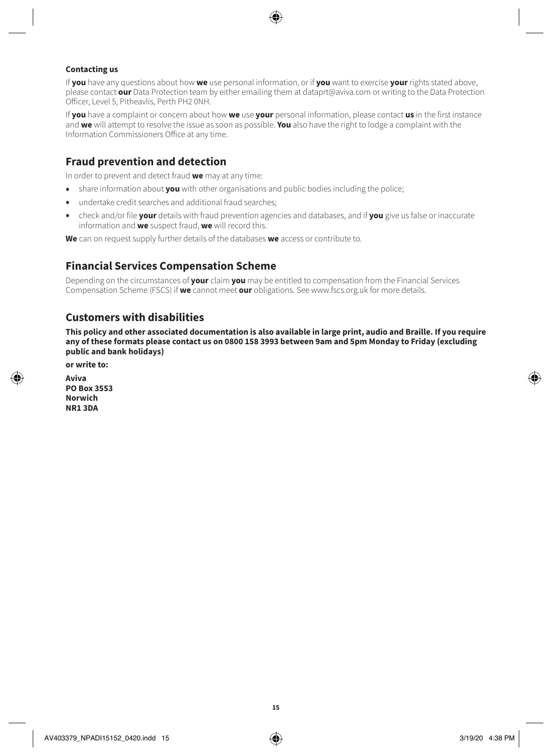### Contacting us

If **you** have any questions about how **we** use personal information, or if **you** want to exercise **your** rights stated above, please contact **our** Data Protection team by either emailing them at dataprt@aviva.com or writing to the Data Protection Officer, Level 5, Pitheavlis, Perth PH2 0NH.

If **you** have a complaint or concern about how **we** use **your** personal information, please contact **us** in the first instance and **we** will attempt to resolve the issue as soon as possible. **You** also have the right to lodge a complaint with the Information Commissioners Office at any time.

## Fraud prevention and detection

In order to prevent and detect fraud **we** may at any time:

- share information about **you** with other organisations and public bodies including the police;
- undertake credit searches and additional fraud searches;
- check and/or file **your** details with fraud prevention agencies and databases, and if **you** give us false or inaccurate information and **we** suspect fraud, **we** will record this.

**We** can on request supply further details of the databases **we** access or contribute to.

## Financial Services Compensation Scheme

Depending on the circumstances of **your** claim **you** may be entitled to compensation from the Financial Services Compensation Scheme (FSCS) if **we** cannot meet **our** obligations. See www.fscs.org.uk for more details.

## Customers with disabilities

**This policy and other associated documentation is also available in large print, audio and Braille. If you require any of these formats please contact us on 0800 158 3993 between 9am and 5pm Monday to Friday (excluding public and bank holidays)**

**or write to:**

**Aviva**
**PO Box 3553**
**Norwich**
**NR1 3DA**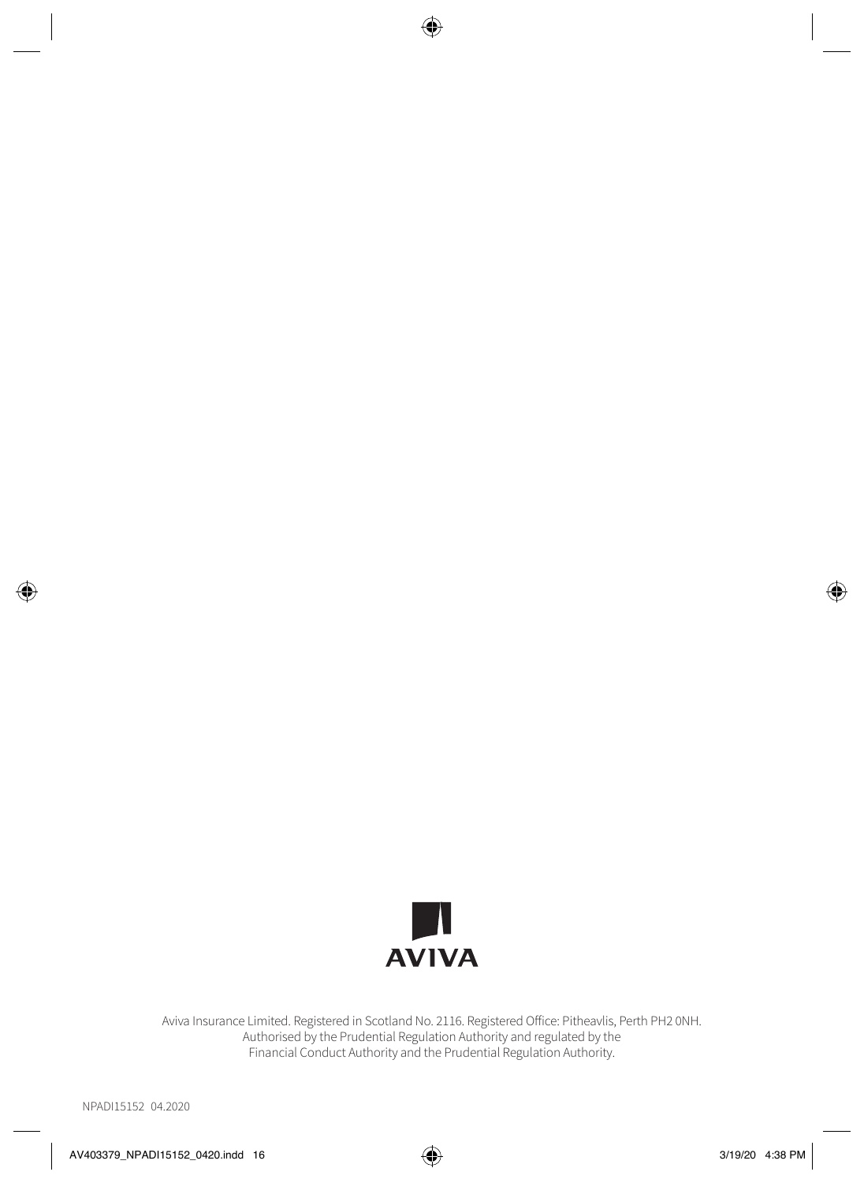AVIVA

Aviva Insurance Limited. Registered in Scotland No. 2116. Registered Office: Pitheavlis, Perth PH2 0NH.
Authorised by the Prudential Regulation Authority and regulated by the
Financial Conduct Authority and the Prudential Regulation Authority.

NPADI15152 04.2020